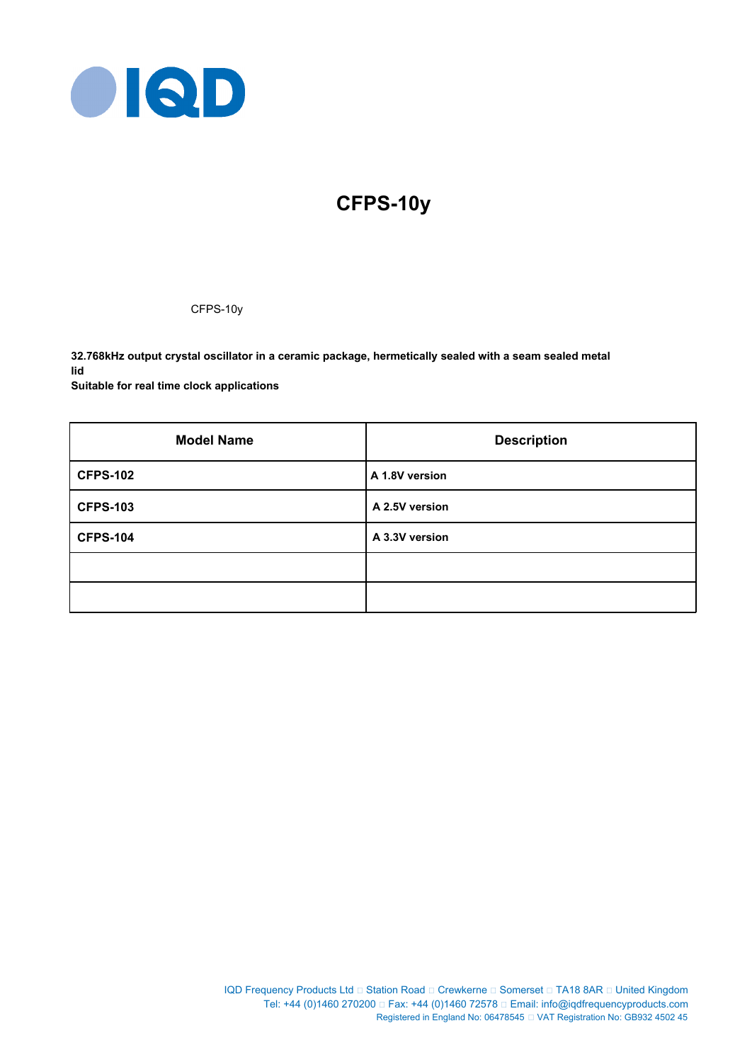# CFPS-10y

CFPS-10y

**32.768kHz output crystal oscillator in a ceramic package, hermetically sealed with a seam sealed metal lid**
**Suitable for real time clock applications**

| Model Name | Description |
|---|---|
| **CFPS-102** | **A 1.8V version** |
| **CFPS-103** | **A 2.5V version** |
| **CFPS-104** | **A 3.3V version** |
| | |
| | |

IQD Frequency Products Ltd □ Station Road □ Crewkerne □ Somerset □ TA18 8AR □ United Kingdom
Tel: +44 (0)1460 270200 □ Fax: +44 (0)1460 72578 □ Email: info@iqdfrequencyproducts.com
Registered in England No: 06478545 □ VAT Registration No: GB932 4502 45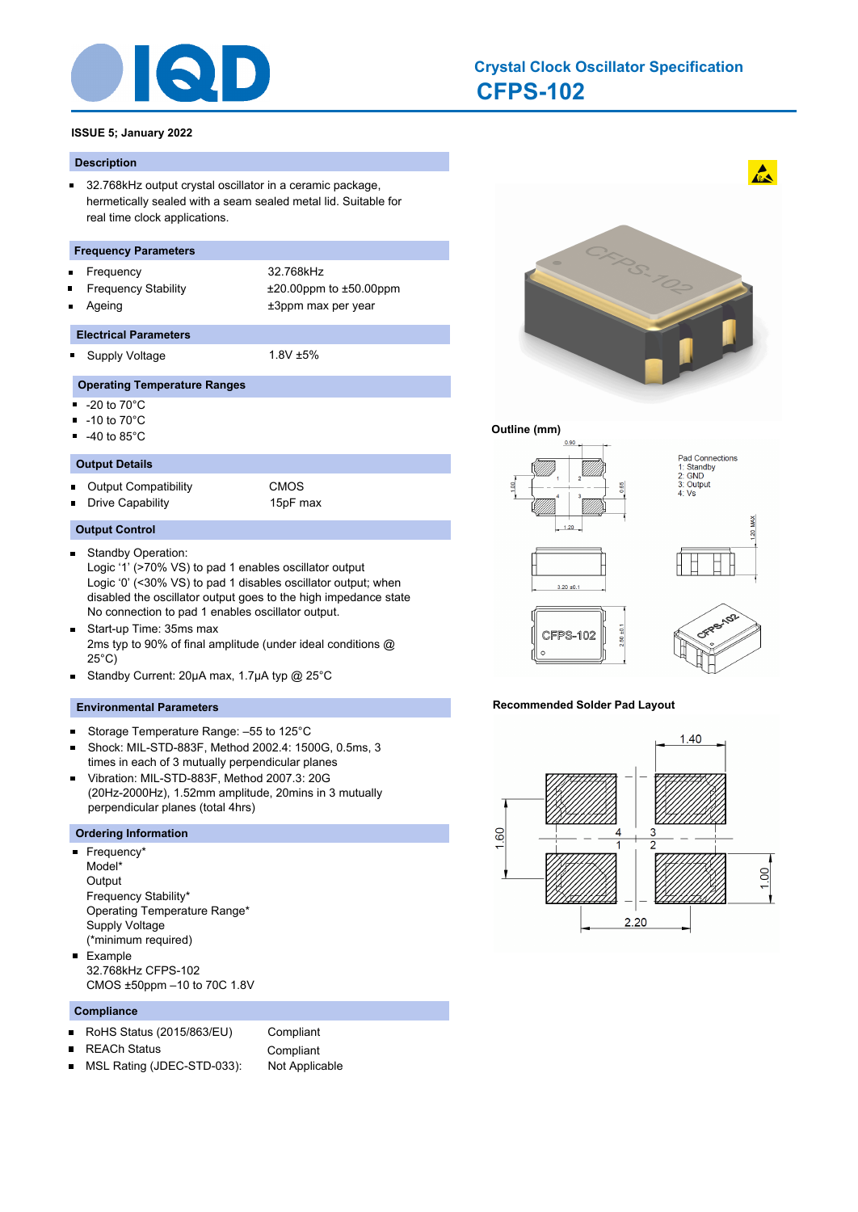# Crystal Clock Oscillator Specification

## CFPS-102

**ISSUE 5; January 2022**

### Description

- 32.768kHz output crystal oscillator in a ceramic package, hermetically sealed with a seam sealed metal lid. Suitable for real time clock applications.

### Frequency Parameters

| | |
|---|---|
| Frequency | 32.768kHz |
| Frequency Stability | ±20.00ppm to ±50.00ppm |
| Ageing | ±3ppm max per year |

### Electrical Parameters

| | |
|---|---|
| Supply Voltage | 1.8V ±5% |

### Operating Temperature Ranges

- -20 to 70°C
- -10 to 70°C
- -40 to 85°C

### Output Details

| | |
|---|---|
| Output Compatibility | CMOS |
| Drive Capability | 15pF max |

### Output Control

- Standby Operation:
  Logic '1' (>70% VS) to pad 1 enables oscillator output
  Logic '0' (<30% VS) to pad 1 disables oscillator output; when disabled the oscillator output goes to the high impedance state
  No connection to pad 1 enables oscillator output.
- Start-up Time: 35ms max
  2ms typ to 90% of final amplitude (under ideal conditions @ 25°C)
- Standby Current: 20μA max, 1.7μA typ @ 25°C

### Environmental Parameters

- Storage Temperature Range: –55 to 125°C
- Shock: MIL-STD-883F, Method 2002.4: 1500G, 0.5ms, 3 times in each of 3 mutually perpendicular planes
- Vibration: MIL-STD-883F, Method 2007.3: 20G (20Hz-2000Hz), 1.52mm amplitude, 20mins in 3 mutually perpendicular planes (total 4hrs)

### Ordering Information

- Frequency*
  Model*
  Output
  Frequency Stability*
  Operating Temperature Range*
  Supply Voltage
  (*minimum required)
- Example
  32.768kHz CFPS-102
  CMOS ±50ppm –10 to 70C 1.8V

### Compliance

| | |
|---|---|
| RoHS Status (2015/863/EU) | Compliant |
| REACh Status | Compliant |
| MSL Rating (JDEC-STD-033): | Not Applicable |

### Outline (mm)

Pad Connections
1: Standby
2: GND
3: Output
4: Vs

### Recommended Solder Pad Layout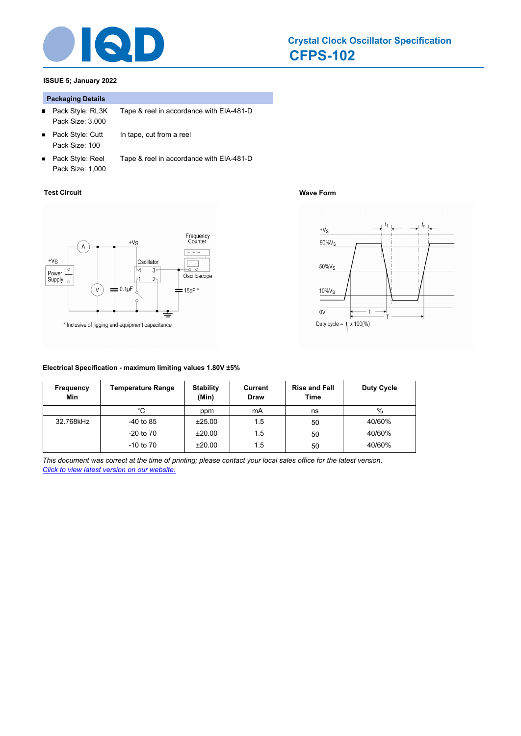**Crystal Clock Oscillator Specification**
**CFPS-102**

**ISSUE 5; January 2022**

### Packaging Details

- Pack Style: RL3K — Tape & reel in accordance with EIA-481-D
  Pack Size: 3,000
- Pack Style: Cutt — In tape, cut from a reel
  Pack Size: 100
- Pack Style: Reel — Tape & reel in accordance with EIA-481-D
  Pack Size: 1,000

**Test Circuit**

* Inclusive of jigging and equipment capacitance

**Wave Form**

Duty cycle = $\frac{t}{T}$ x 100(%)

**Electrical Specification - maximum limiting values 1.80V ±5%**

| Frequency Min | Temperature Range | Stability (Min) | Current Draw | Rise and Fall Time | Duty Cycle |
|---|---|---|---|---|---|
| | °C | ppm | mA | ns | % |
| 32.768kHz | -40 to 85 | ±25.00 | 1.5 | 50 | 40/60% |
| | -20 to 70 | ±20.00 | 1.5 | 50 | 40/60% |
| | -10 to 70 | ±20.00 | 1.5 | 50 | 40/60% |

*This document was correct at the time of printing; please contact your local sales office for the latest version.*
*Click to view latest version on our website.*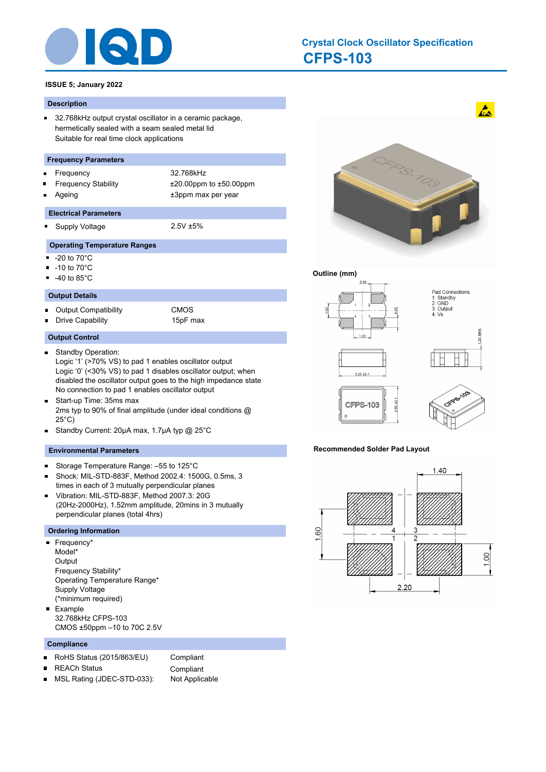# Crystal Clock Oscillator Specification

## CFPS-103

**ISSUE 5; January 2022**

### Description

- 32.768kHz output crystal oscillator in a ceramic package, hermetically sealed with a seam sealed metal lid
  Suitable for real time clock applications

### Frequency Parameters

- Frequency: 32.768kHz
- Frequency Stability: ±20.00ppm to ±50.00ppm
- Ageing: ±3ppm max per year

### Electrical Parameters

- Supply Voltage: 2.5V ±5%

### Operating Temperature Ranges

- -20 to 70°C
- -10 to 70°C
- -40 to 85°C

### Output Details

- Output Compatibility: CMOS
- Drive Capability: 15pF max

### Output Control

- Standby Operation:
  Logic ‘1’ (>70% VS) to pad 1 enables oscillator output
  Logic ‘0’ (<30% VS) to pad 1 disables oscillator output; when disabled the oscillator output goes to the high impedance state
  No connection to pad 1 enables oscillator output
- Start-up Time: 35ms max
  2ms typ to 90% of final amplitude (under ideal conditions @ 25°C)
- Standby Current: 20µA max, 1.7µA typ @ 25°C

### Environmental Parameters

- Storage Temperature Range: –55 to 125°C
- Shock: MIL-STD-883F, Method 2002.4: 1500G, 0.5ms, 3 times in each of 3 mutually perpendicular planes
- Vibration: MIL-STD-883F, Method 2007.3: 20G (20Hz-2000Hz), 1.52mm amplitude, 20mins in 3 mutually perpendicular planes (total 4hrs)

### Ordering Information

- Frequency*
  Model*
  Output
  Frequency Stability*
  Operating Temperature Range*
  Supply Voltage
  (*minimum required)
- Example
  32.768kHz CFPS-103
  CMOS ±50ppm –10 to 70C 2.5V

### Compliance

- RoHS Status (2015/863/EU): Compliant
- REACh Status: Compliant
- MSL Rating (JDEC-STD-033): Not Applicable

### Outline (mm)

Pad Connections
1: Standby
2: GND
3: Output
4: Vs

### Recommended Solder Pad Layout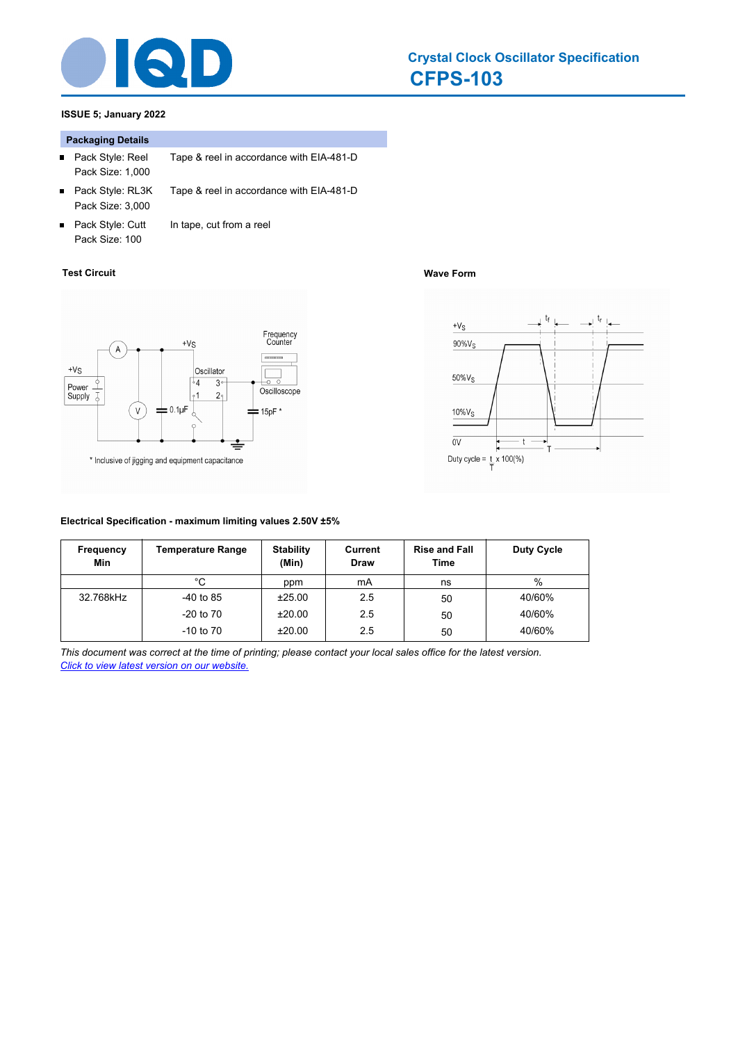ISSUE 5; January 2022

### Packaging Details

- Pack Style: Reel — Tape & reel in accordance with EIA-481-D
  Pack Size: 1,000
- Pack Style: RL3K — Tape & reel in accordance with EIA-481-D
  Pack Size: 3,000
- Pack Style: Cutt — In tape, cut from a reel
  Pack Size: 100

### Test Circuit

* Inclusive of jigging and equipment capacitance

### Wave Form

Duty cycle = $\frac{t}{T}$ x 100(%)

### Electrical Specification - maximum limiting values 2.50V ±5%

| Frequency Min | Temperature Range | Stability (Min) | Current Draw | Rise and Fall Time | Duty Cycle |
|---|---|---|---|---|---|
| | °C | ppm | mA | ns | % |
| 32.768kHz | -40 to 85 | ±25.00 | 2.5 | 50 | 40/60% |
| | -20 to 70 | ±20.00 | 2.5 | 50 | 40/60% |
| | -10 to 70 | ±20.00 | 2.5 | 50 | 40/60% |

*This document was correct at the time of printing; please contact your local sales office for the latest version.*
*Click to view latest version on our website.*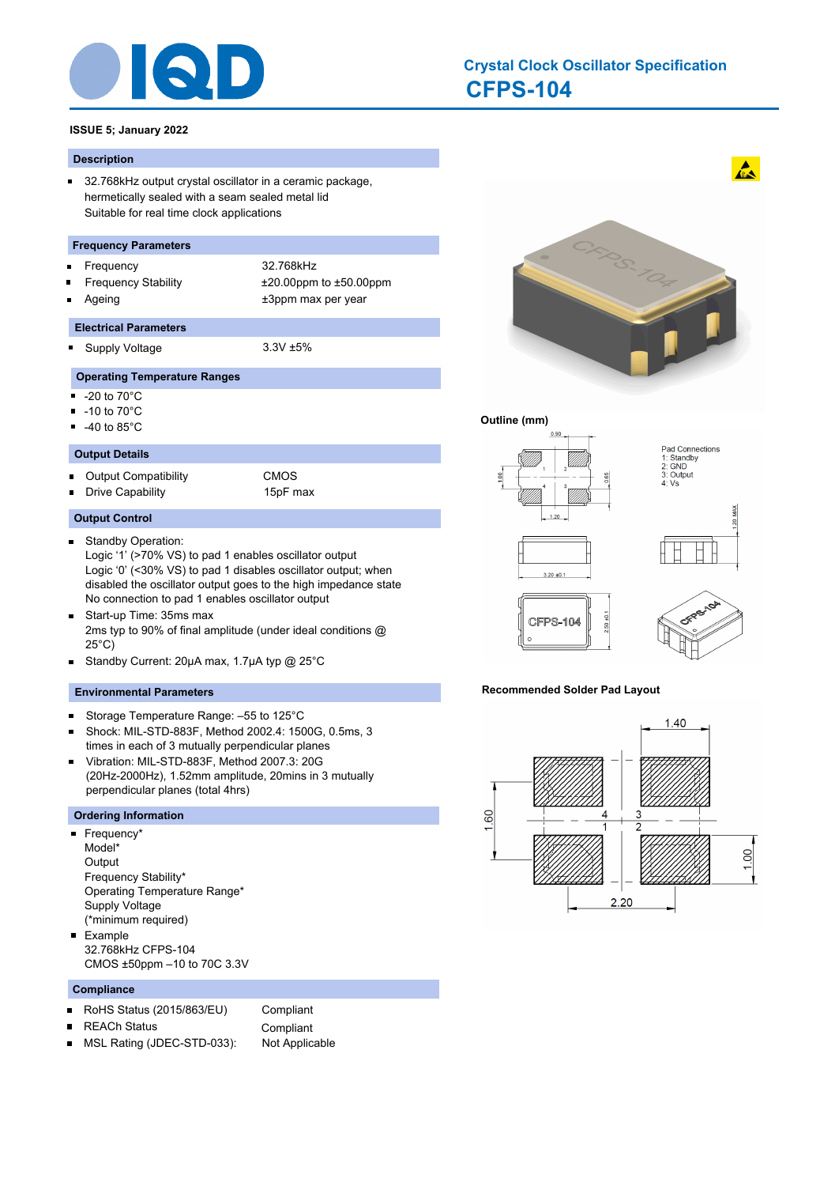# Crystal Clock Oscillator Specification

## CFPS-104

**ISSUE 5; January 2022**

### Description

- 32.768kHz output crystal oscillator in a ceramic package, hermetically sealed with a seam sealed metal lid
  Suitable for real time clock applications

### Frequency Parameters

- Frequency — 32.768kHz
- Frequency Stability — ±20.00ppm to ±50.00ppm
- Ageing — ±3ppm max per year

### Electrical Parameters

- Supply Voltage — 3.3V ±5%

### Operating Temperature Ranges

- -20 to 70°C
- -10 to 70°C
- -40 to 85°C

### Output Details

- Output Compatibility — CMOS
- Drive Capability — 15pF max

### Output Control

- Standby Operation:
  Logic '1' (>70% VS) to pad 1 enables oscillator output
  Logic '0' (<30% VS) to pad 1 disables oscillator output; when disabled the oscillator output goes to the high impedance state
  No connection to pad 1 enables oscillator output
- Start-up Time: 35ms max
  2ms typ to 90% of final amplitude (under ideal conditions @ 25°C)
- Standby Current: 20µA max, 1.7µA typ @ 25°C

### Environmental Parameters

- Storage Temperature Range: –55 to 125°C
- Shock: MIL-STD-883F, Method 2002.4: 1500G, 0.5ms, 3 times in each of 3 mutually perpendicular planes
- Vibration: MIL-STD-883F, Method 2007.3: 20G (20Hz-2000Hz), 1.52mm amplitude, 20mins in 3 mutually perpendicular planes (total 4hrs)

### Ordering Information

- Frequency*
  Model*
  Output
  Frequency Stability*
  Operating Temperature Range*
  Supply Voltage
  (*minimum required)
- Example
  32.768kHz CFPS-104
  CMOS ±50ppm –10 to 70C 3.3V

### Compliance

- RoHS Status (2015/863/EU) — Compliant
- REACh Status — Compliant
- MSL Rating (JDEC-STD-033): — Not Applicable

### Outline (mm)

Pad Connections
1: Standby
2: GND
3: Output
4: Vs

### Recommended Solder Pad Layout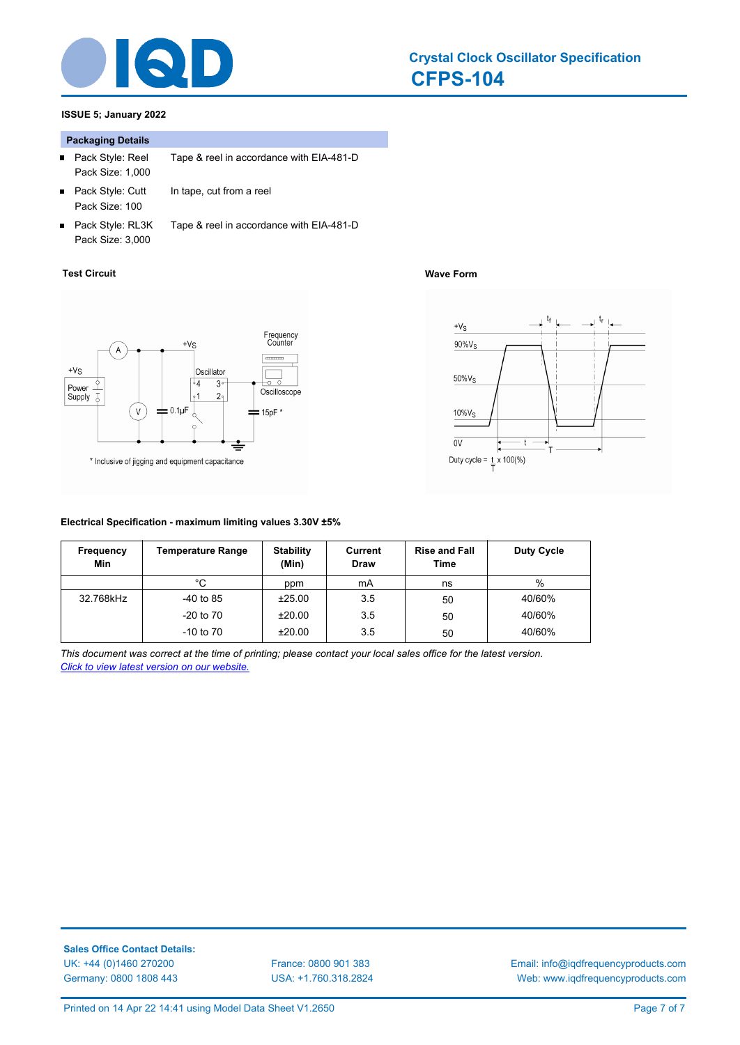ISSUE 5; January 2022

## Packaging Details

- Pack Style: Reel — Tape & reel in accordance with EIA-481-D
  Pack Size: 1,000
- Pack Style: Cutt — In tape, cut from a reel
  Pack Size: 100
- Pack Style: RL3K — Tape & reel in accordance with EIA-481-D
  Pack Size: 3,000

**Test Circuit**

+Vs
Power Supply
A
V
+Vs
0.1µF
Oscillator
4 3
1 2
Frequency Counter
Oscilloscope
15pF *

* Inclusive of jigging and equipment capacitance

**Wave Form**

+Vs
90%Vs
50%Vs
10%Vs
0V
$t_f$
$t_r$
t
T
Duty cycle = $\frac{t}{T}$ x 100(%)

**Electrical Specification - maximum limiting values 3.30V ±5%**

| Frequency Min | Temperature Range | Stability (Min) | Current Draw | Rise and Fall Time | Duty Cycle |
|---|---|---|---|---|---|
| | °C | ppm | mA | ns | % |
| 32.768kHz | -40 to 85 | ±25.00 | 3.5 | 50 | 40/60% |
| | -20 to 70 | ±20.00 | 3.5 | 50 | 40/60% |
| | -10 to 70 | ±20.00 | 3.5 | 50 | 40/60% |

*This document was correct at the time of printing; please contact your local sales office for the latest version.*
*Click to view latest version on our website.*

**Sales Office Contact Details:**
UK: +44 (0)1460 270200
Germany: 0800 1808 443
France: 0800 901 383
USA: +1.760.318.2824
Email: info@iqdfrequencyproducts.com
Web: www.iqdfrequencyproducts.com

Printed on 14 Apr 22 14:41 using Model Data Sheet V1.2650